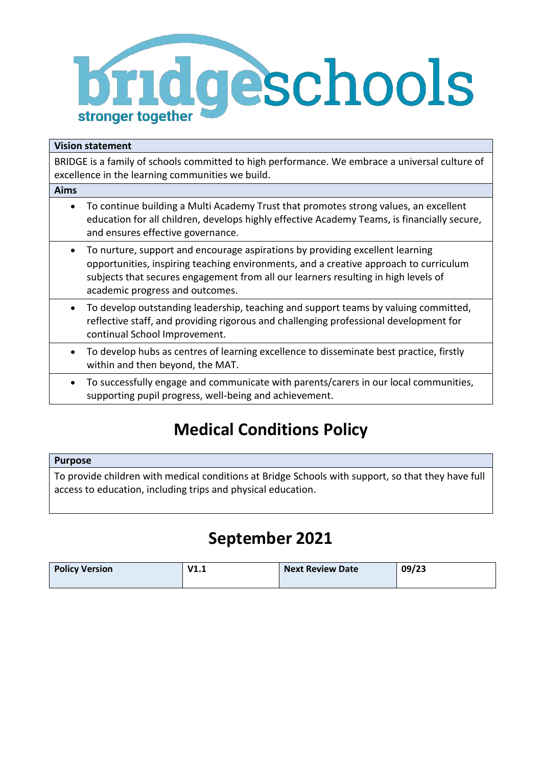bridgeschools

stronger together

| Vision statement |
|---|
| BRIDGE is a family of schools committed to high performance. We embrace a universal culture of excellence in the learning communities we build. |

**Aims**

- To continue building a Multi Academy Trust that promotes strong values, an excellent education for all children, develops highly effective Academy Teams, is financially secure, and ensures effective governance.
- To nurture, support and encourage aspirations by providing excellent learning opportunities, inspiring teaching environments, and a creative approach to curriculum subjects that secures engagement from all our learners resulting in high levels of academic progress and outcomes.
- To develop outstanding leadership, teaching and support teams by valuing committed, reflective staff, and providing rigorous and challenging professional development for continual School Improvement.
- To develop hubs as centres of learning excellence to disseminate best practice, firstly within and then beyond, the MAT.
- To successfully engage and communicate with parents/carers in our local communities, supporting pupil progress, well-being and achievement.

# Medical Conditions Policy

| Purpose |
|---|
| To provide children with medical conditions at Bridge Schools with support, so that they have full access to education, including trips and physical education. |

## September 2021

| Policy Version | V1.1 | Next Review Date | 09/23 |
|---|---|---|---|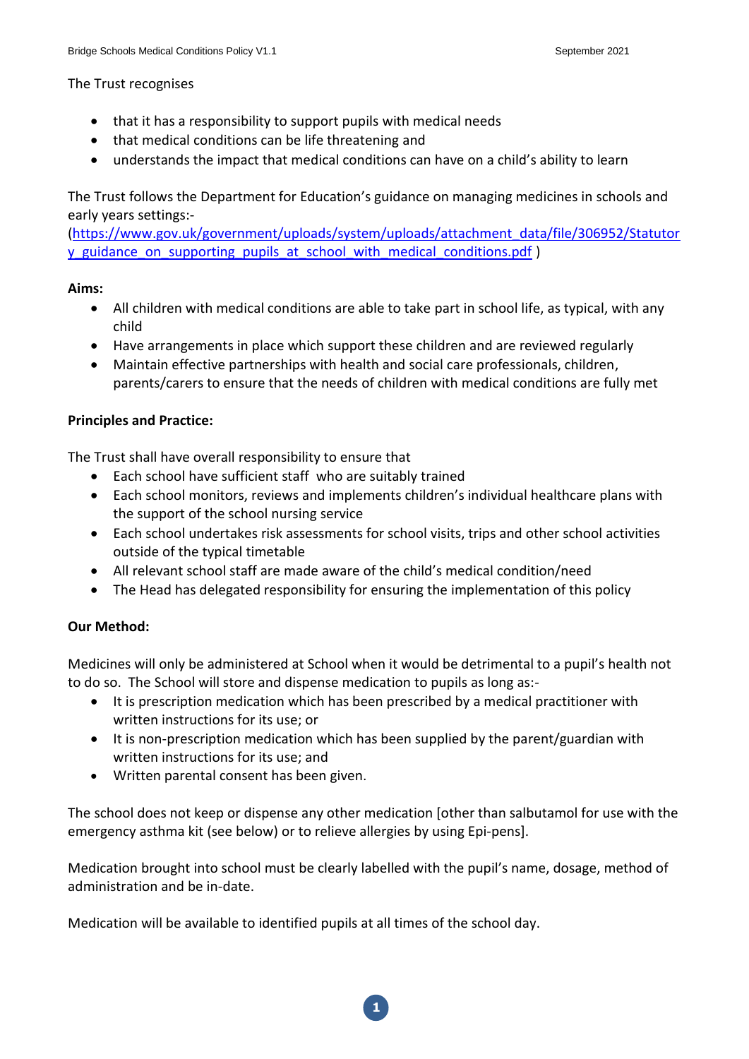The Trust recognises

- that it has a responsibility to support pupils with medical needs
- that medical conditions can be life threatening and
- understands the impact that medical conditions can have on a child's ability to learn

The Trust follows the Department for Education's guidance on managing medicines in schools and early years settings:-
([https://www.gov.uk/government/uploads/system/uploads/attachment_data/file/306952/Statutory_guidance_on_supporting_pupils_at_school_with_medical_conditions.pdf](https://www.gov.uk/government/uploads/system/uploads/attachment_data/file/306952/Statutory_guidance_on_supporting_pupils_at_school_with_medical_conditions.pdf) )

**Aims:**

- All children with medical conditions are able to take part in school life, as typical, with any child
- Have arrangements in place which support these children and are reviewed regularly
- Maintain effective partnerships with health and social care professionals, children, parents/carers to ensure that the needs of children with medical conditions are fully met

**Principles and Practice:**

The Trust shall have overall responsibility to ensure that

- Each school have sufficient staff who are suitably trained
- Each school monitors, reviews and implements children's individual healthcare plans with the support of the school nursing service
- Each school undertakes risk assessments for school visits, trips and other school activities outside of the typical timetable
- All relevant school staff are made aware of the child's medical condition/need
- The Head has delegated responsibility for ensuring the implementation of this policy

**Our Method:**

Medicines will only be administered at School when it would be detrimental to a pupil's health not to do so. The School will store and dispense medication to pupils as long as:-

- It is prescription medication which has been prescribed by a medical practitioner with written instructions for its use; or
- It is non-prescription medication which has been supplied by the parent/guardian with written instructions for its use; and
- Written parental consent has been given.

The school does not keep or dispense any other medication [other than salbutamol for use with the emergency asthma kit (see below) or to relieve allergies by using Epi-pens].

Medication brought into school must be clearly labelled with the pupil's name, dosage, method of administration and be in-date.

Medication will be available to identified pupils at all times of the school day.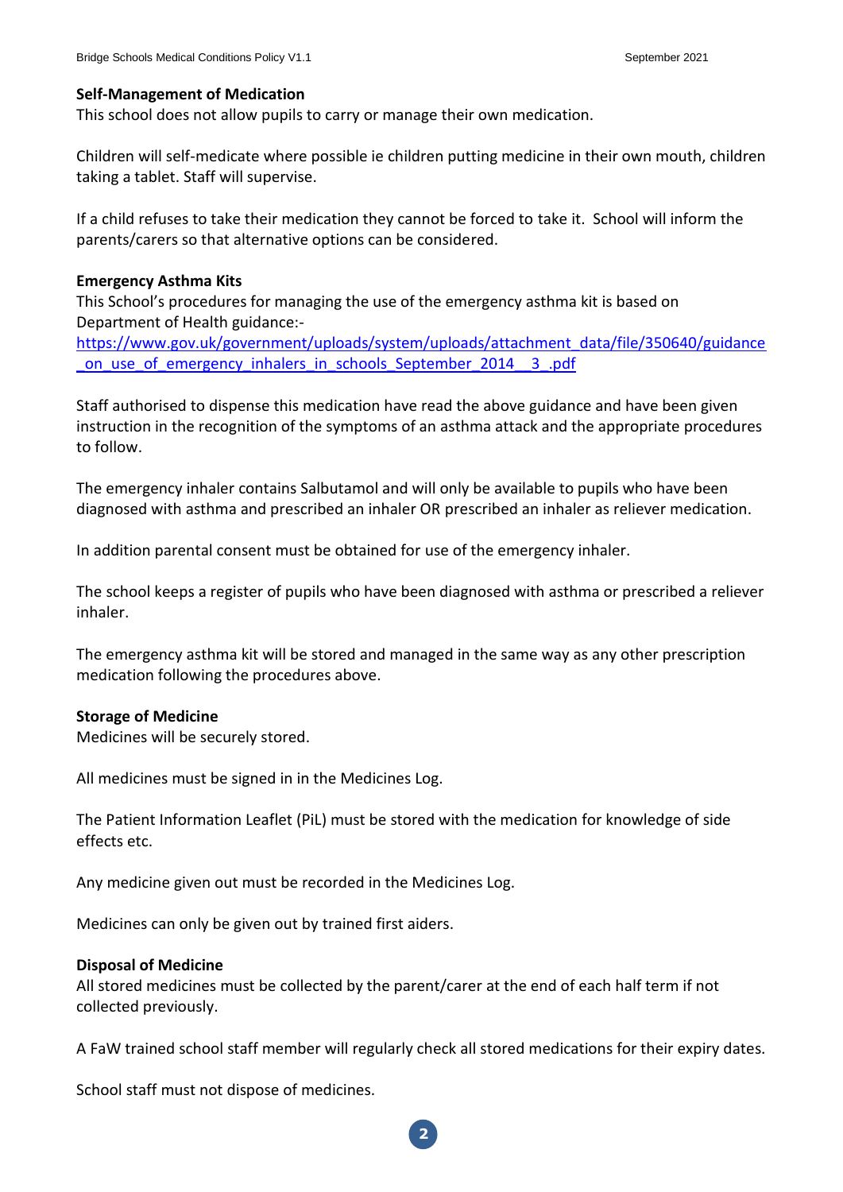**Self-Management of Medication**

This school does not allow pupils to carry or manage their own medication.

Children will self-medicate where possible ie children putting medicine in their own mouth, children taking a tablet. Staff will supervise.

If a child refuses to take their medication they cannot be forced to take it. School will inform the parents/carers so that alternative options can be considered.

**Emergency Asthma Kits**

This School's procedures for managing the use of the emergency asthma kit is based on Department of Health guidance:-
[https://www.gov.uk/government/uploads/system/uploads/attachment_data/file/350640/guidance_on_use_of_emergency_inhalers_in_schools_September_2014__3_.pdf](https://www.gov.uk/government/uploads/system/uploads/attachment_data/file/350640/guidance_on_use_of_emergency_inhalers_in_schools_September_2014__3_.pdf)

Staff authorised to dispense this medication have read the above guidance and have been given instruction in the recognition of the symptoms of an asthma attack and the appropriate procedures to follow.

The emergency inhaler contains Salbutamol and will only be available to pupils who have been diagnosed with asthma and prescribed an inhaler OR prescribed an inhaler as reliever medication.

In addition parental consent must be obtained for use of the emergency inhaler.

The school keeps a register of pupils who have been diagnosed with asthma or prescribed a reliever inhaler.

The emergency asthma kit will be stored and managed in the same way as any other prescription medication following the procedures above.

**Storage of Medicine**

Medicines will be securely stored.

All medicines must be signed in in the Medicines Log.

The Patient Information Leaflet (PiL) must be stored with the medication for knowledge of side effects etc.

Any medicine given out must be recorded in the Medicines Log.

Medicines can only be given out by trained first aiders.

**Disposal of Medicine**

All stored medicines must be collected by the parent/carer at the end of each half term if not collected previously.

A FaW trained school staff member will regularly check all stored medications for their expiry dates.

School staff must not dispose of medicines.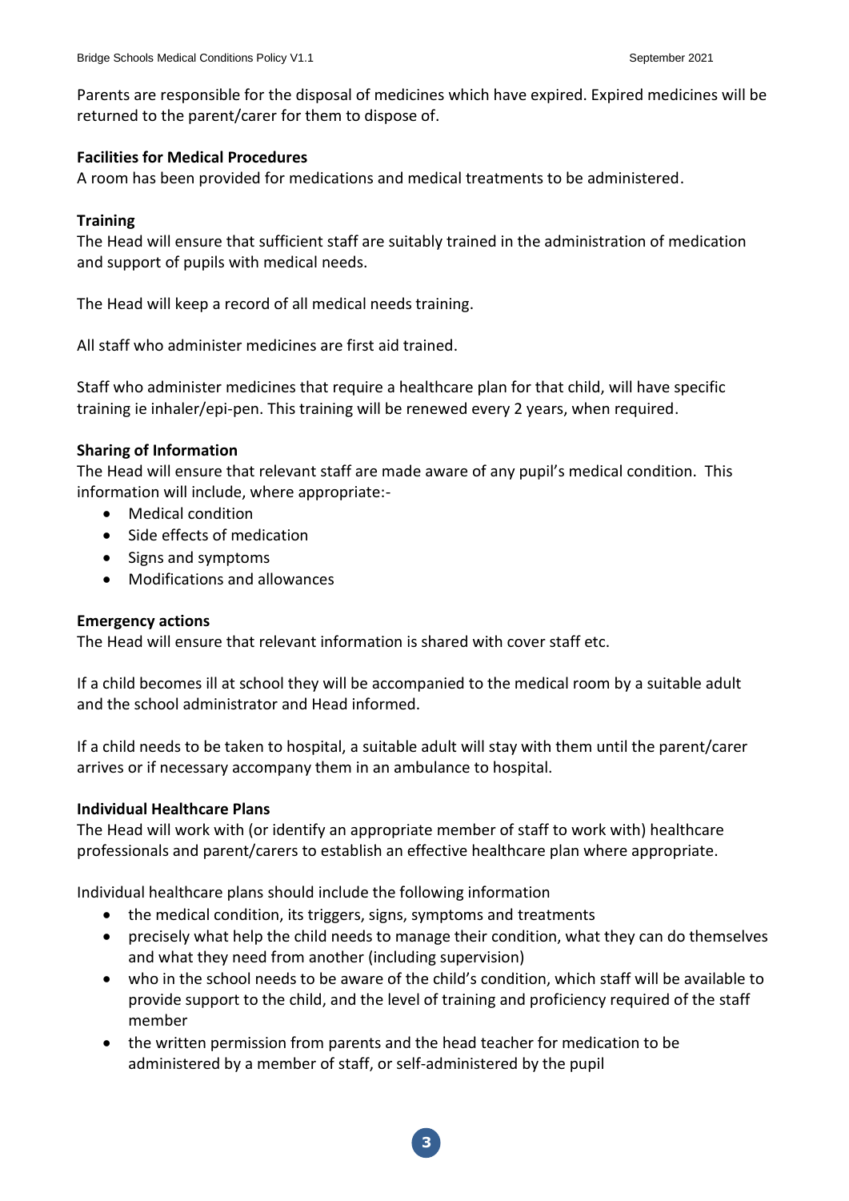Parents are responsible for the disposal of medicines which have expired. Expired medicines will be returned to the parent/carer for them to dispose of.

**Facilities for Medical Procedures**

A room has been provided for medications and medical treatments to be administered.

**Training**

The Head will ensure that sufficient staff are suitably trained in the administration of medication and support of pupils with medical needs.

The Head will keep a record of all medical needs training.

All staff who administer medicines are first aid trained.

Staff who administer medicines that require a healthcare plan for that child, will have specific training ie inhaler/epi-pen. This training will be renewed every 2 years, when required.

**Sharing of Information**

The Head will ensure that relevant staff are made aware of any pupil's medical condition. This information will include, where appropriate:-

- Medical condition
- Side effects of medication
- Signs and symptoms
- Modifications and allowances

**Emergency actions**

The Head will ensure that relevant information is shared with cover staff etc.

If a child becomes ill at school they will be accompanied to the medical room by a suitable adult and the school administrator and Head informed.

If a child needs to be taken to hospital, a suitable adult will stay with them until the parent/carer arrives or if necessary accompany them in an ambulance to hospital.

**Individual Healthcare Plans**

The Head will work with (or identify an appropriate member of staff to work with) healthcare professionals and parent/carers to establish an effective healthcare plan where appropriate.

Individual healthcare plans should include the following information

- the medical condition, its triggers, signs, symptoms and treatments
- precisely what help the child needs to manage their condition, what they can do themselves and what they need from another (including supervision)
- who in the school needs to be aware of the child's condition, which staff will be available to provide support to the child, and the level of training and proficiency required of the staff member
- the written permission from parents and the head teacher for medication to be administered by a member of staff, or self-administered by the pupil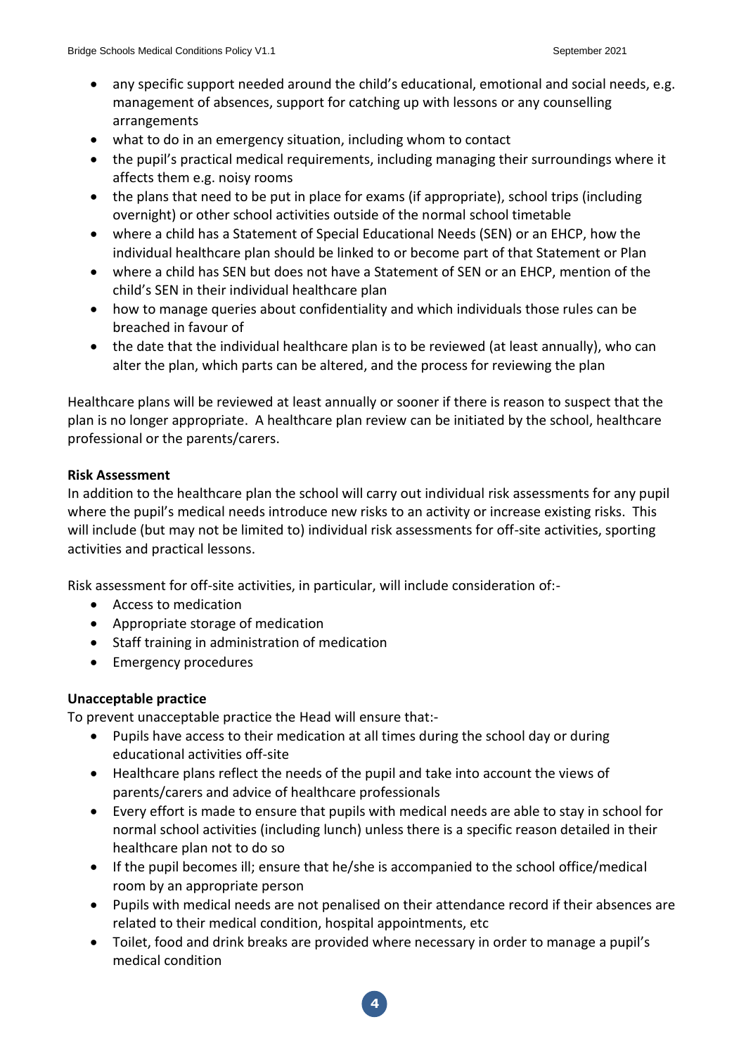- any specific support needed around the child's educational, emotional and social needs, e.g. management of absences, support for catching up with lessons or any counselling arrangements
- what to do in an emergency situation, including whom to contact
- the pupil's practical medical requirements, including managing their surroundings where it affects them e.g. noisy rooms
- the plans that need to be put in place for exams (if appropriate), school trips (including overnight) or other school activities outside of the normal school timetable
- where a child has a Statement of Special Educational Needs (SEN) or an EHCP, how the individual healthcare plan should be linked to or become part of that Statement or Plan
- where a child has SEN but does not have a Statement of SEN or an EHCP, mention of the child's SEN in their individual healthcare plan
- how to manage queries about confidentiality and which individuals those rules can be breached in favour of
- the date that the individual healthcare plan is to be reviewed (at least annually), who can alter the plan, which parts can be altered, and the process for reviewing the plan

Healthcare plans will be reviewed at least annually or sooner if there is reason to suspect that the plan is no longer appropriate. A healthcare plan review can be initiated by the school, healthcare professional or the parents/carers.

**Risk Assessment**

In addition to the healthcare plan the school will carry out individual risk assessments for any pupil where the pupil's medical needs introduce new risks to an activity or increase existing risks. This will include (but may not be limited to) individual risk assessments for off-site activities, sporting activities and practical lessons.

Risk assessment for off-site activities, in particular, will include consideration of:-

- Access to medication
- Appropriate storage of medication
- Staff training in administration of medication
- Emergency procedures

**Unacceptable practice**

To prevent unacceptable practice the Head will ensure that:-

- Pupils have access to their medication at all times during the school day or during educational activities off-site
- Healthcare plans reflect the needs of the pupil and take into account the views of parents/carers and advice of healthcare professionals
- Every effort is made to ensure that pupils with medical needs are able to stay in school for normal school activities (including lunch) unless there is a specific reason detailed in their healthcare plan not to do so
- If the pupil becomes ill; ensure that he/she is accompanied to the school office/medical room by an appropriate person
- Pupils with medical needs are not penalised on their attendance record if their absences are related to their medical condition, hospital appointments, etc
- Toilet, food and drink breaks are provided where necessary in order to manage a pupil's medical condition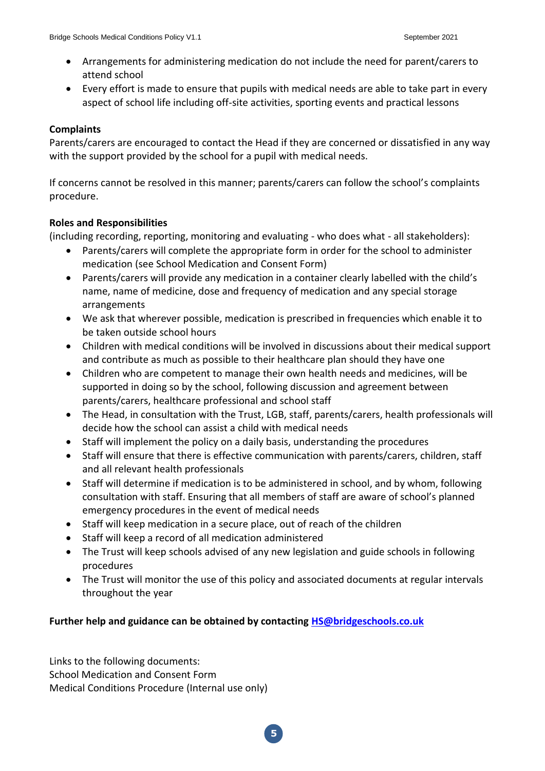- Arrangements for administering medication do not include the need for parent/carers to attend school
- Every effort is made to ensure that pupils with medical needs are able to take part in every aspect of school life including off-site activities, sporting events and practical lessons

**Complaints**

Parents/carers are encouraged to contact the Head if they are concerned or dissatisfied in any way with the support provided by the school for a pupil with medical needs.

If concerns cannot be resolved in this manner; parents/carers can follow the school's complaints procedure.

**Roles and Responsibilities**

(including recording, reporting, monitoring and evaluating - who does what - all stakeholders):

- Parents/carers will complete the appropriate form in order for the school to administer medication (see School Medication and Consent Form)
- Parents/carers will provide any medication in a container clearly labelled with the child's name, name of medicine, dose and frequency of medication and any special storage arrangements
- We ask that wherever possible, medication is prescribed in frequencies which enable it to be taken outside school hours
- Children with medical conditions will be involved in discussions about their medical support and contribute as much as possible to their healthcare plan should they have one
- Children who are competent to manage their own health needs and medicines, will be supported in doing so by the school, following discussion and agreement between parents/carers, healthcare professional and school staff
- The Head, in consultation with the Trust, LGB, staff, parents/carers, health professionals will decide how the school can assist a child with medical needs
- Staff will implement the policy on a daily basis, understanding the procedures
- Staff will ensure that there is effective communication with parents/carers, children, staff and all relevant health professionals
- Staff will determine if medication is to be administered in school, and by whom, following consultation with staff. Ensuring that all members of staff are aware of school's planned emergency procedures in the event of medical needs
- Staff will keep medication in a secure place, out of reach of the children
- Staff will keep a record of all medication administered
- The Trust will keep schools advised of any new legislation and guide schools in following procedures
- The Trust will monitor the use of this policy and associated documents at regular intervals throughout the year

**Further help and guidance can be obtained by contacting [HS@bridgeschools.co.uk](mailto:HS@bridgeschools.co.uk)**

Links to the following documents:
School Medication and Consent Form
Medical Conditions Procedure (Internal use only)